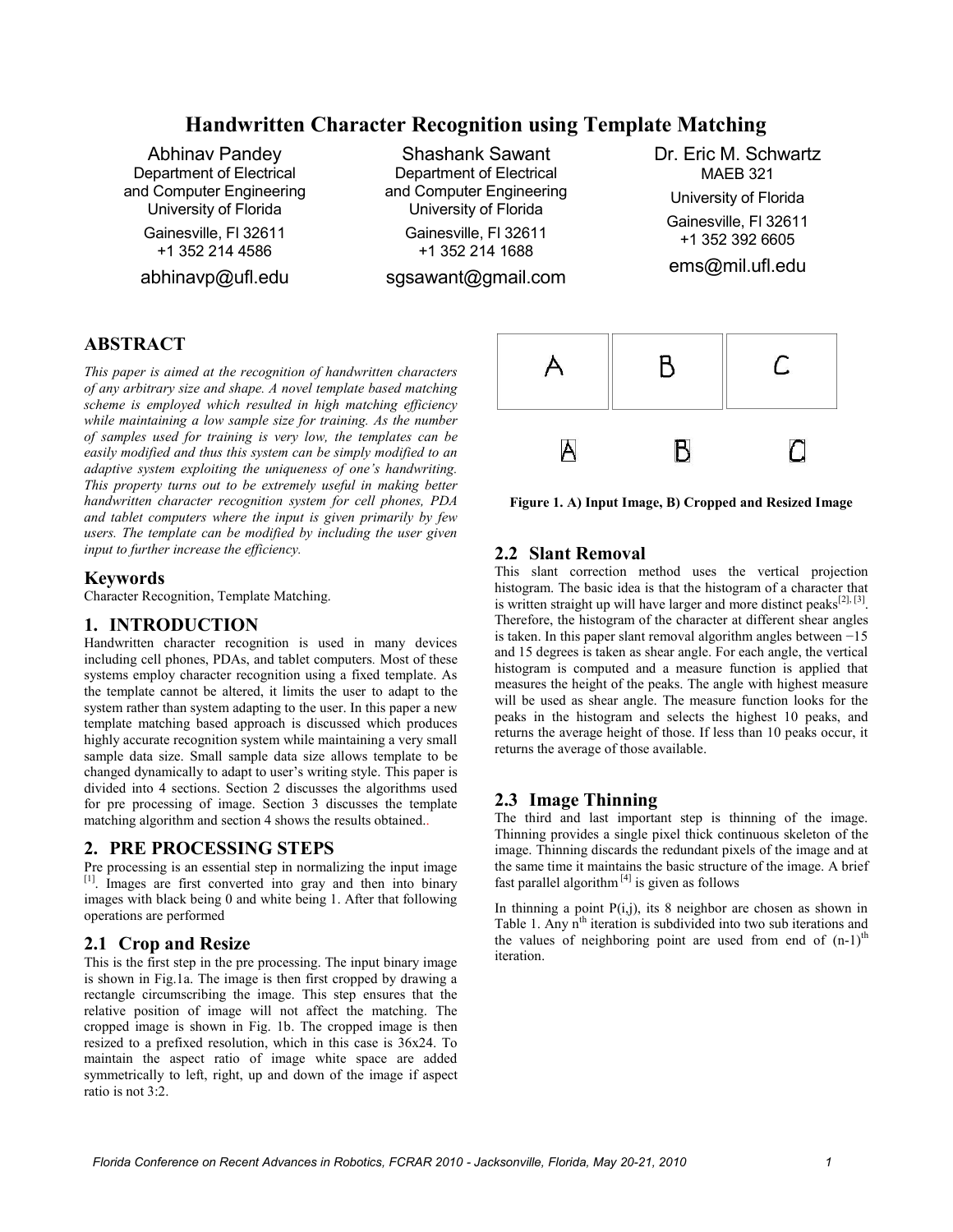# Handwritten Character Recognition using Template Matching

Abhinav Pandey
Department of Electrical and Computer Engineering
University of Florida
Gainesville, Fl 32611
+1 352 214 4586
abhinavp@ufl.edu

Shashank Sawant
Department of Electrical and Computer Engineering
University of Florida
Gainesville, Fl 32611
+1 352 214 1688
sgsawant@gmail.com

Dr. Eric M. Schwartz
MAEB 321
University of Florida
Gainesville, Fl 32611
+1 352 392 6605
ems@mil.ufl.edu

## ABSTRACT

*This paper is aimed at the recognition of handwritten characters of any arbitrary size and shape. A novel template based matching scheme is employed which resulted in high matching efficiency while maintaining a low sample size for training. As the number of samples used for training is very low, the templates can be easily modified and thus this system can be simply modified to an adaptive system exploiting the uniqueness of one's handwriting. This property turns out to be extremely useful in making better handwritten character recognition system for cell phones, PDA and tablet computers where the input is given primarily by few users. The template can be modified by including the user given input to further increase the efficiency.*

## Keywords

Character Recognition, Template Matching.

## 1. INTRODUCTION

Handwritten character recognition is used in many devices including cell phones, PDAs, and tablet computers. Most of these systems employ character recognition using a fixed template. As the template cannot be altered, it limits the user to adapt to the system rather than system adapting to the user. In this paper a new template matching based approach is discussed which produces highly accurate recognition system while maintaining a very small sample data size. Small sample data size allows template to be changed dynamically to adapt to user's writing style. This paper is divided into 4 sections. Section 2 discusses the algorithms used for pre processing of image. Section 3 discusses the template matching algorithm and section 4 shows the results obtained..

## 2. PRE PROCESSING STEPS

Pre processing is an essential step in normalizing the input image [1]. Images are first converted into gray and then into binary images with black being 0 and white being 1. After that following operations are performed

### 2.1 Crop and Resize

This is the first step in the pre processing. The input binary image is shown in Fig.1a. The image is then first cropped by drawing a rectangle circumscribing the image. This step ensures that the relative position of image will not affect the matching. The cropped image is shown in Fig. 1b. The cropped image is then resized to a prefixed resolution, which in this case is 36x24. To maintain the aspect ratio of image white space are added symmetrically to left, right, up and down of the image if aspect ratio is not 3:2.

**Figure 1. A) Input Image, B) Cropped and Resized Image**

### 2.2 Slant Removal

This slant correction method uses the vertical projection histogram. The basic idea is that the histogram of a character that is written straight up will have larger and more distinct peaks[2], [3]. Therefore, the histogram of the character at different shear angles is taken. In this paper slant removal algorithm angles between −15 and 15 degrees is taken as shear angle. For each angle, the vertical histogram is computed and a measure function is applied that measures the height of the peaks. The angle with highest measure will be used as shear angle. The measure function looks for the peaks in the histogram and selects the highest 10 peaks, and returns the average height of those. If less than 10 peaks occur, it returns the average of those available.

### 2.3 Image Thinning

The third and last important step is thinning of the image. Thinning provides a single pixel thick continuous skeleton of the image. Thinning discards the redundant pixels of the image and at the same time it maintains the basic structure of the image. A brief fast parallel algorithm [4] is given as follows

In thinning a point $P(i,j)$, its 8 neighbor are chosen as shown in Table 1. Any $n^{th}$ iteration is subdivided into two sub iterations and the values of neighboring point are used from end of $(n-1)^{th}$ iteration.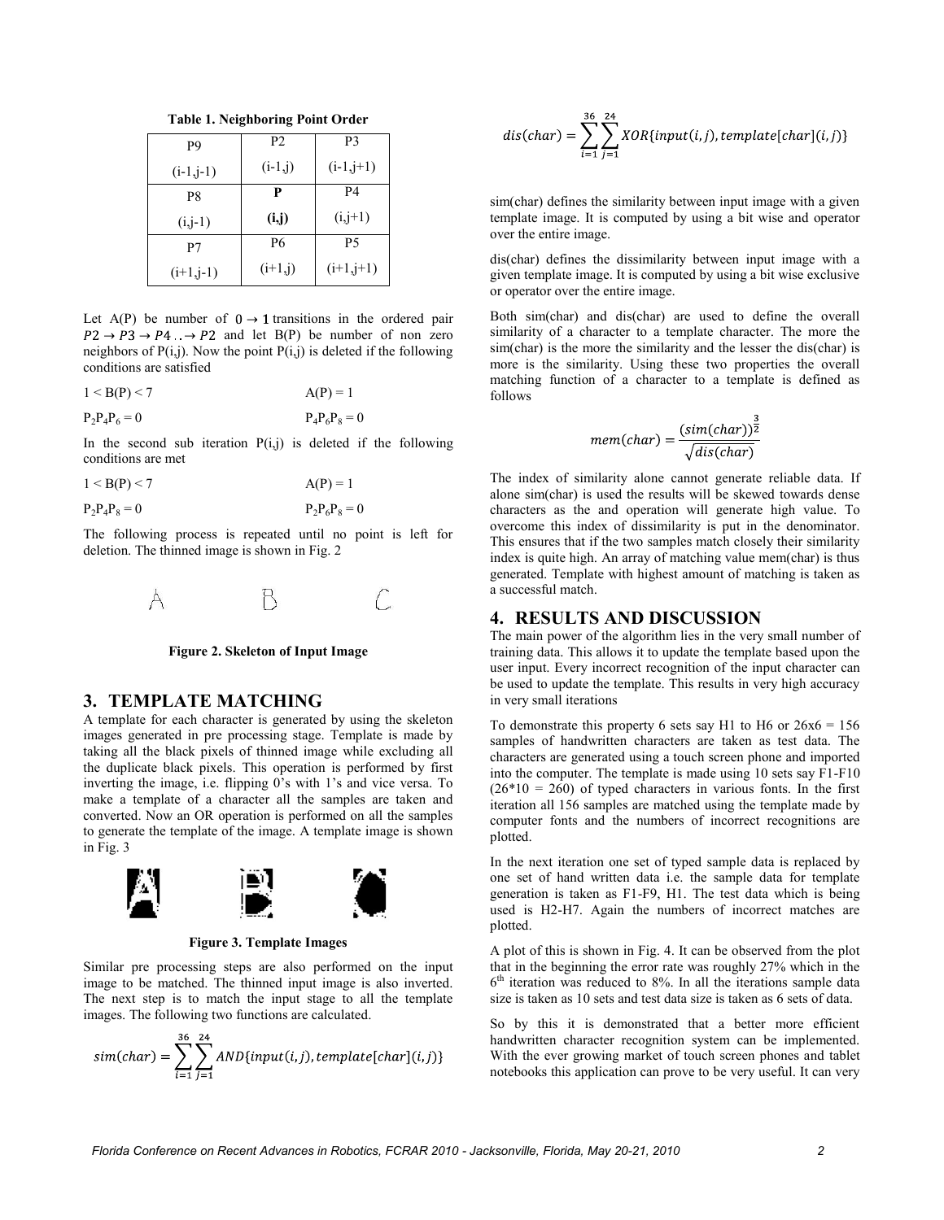**Table 1. Neighboring Point Order**

| P9 (i-1,j-1) | P2 (i-1,j) | P3 (i-1,j+1) |
|---|---|---|
| P8 (i,j-1) | **P (i,j)** | P4 (i,j+1) |
| P7 (i+1,j-1) | P6 (i+1,j) | P5 (i+1,j+1) |

Let A(P) be number of $0 \rightarrow 1$ transitions in the ordered pair $P2 \rightarrow P3 \rightarrow P4 \ldots \rightarrow P2$ and let B(P) be number of non zero neighbors of P(i,j). Now the point P(i,j) is deleted if the following conditions are satisfied

$1 < B(P) < 7$ $\quad$ $A(P) = 1$

$P_2P_4P_6 = 0$ $\quad$ $P_4P_6P_8 = 0$

In the second sub iteration P(i,j) is deleted if the following conditions are met

$1 < B(P) < 7$ $\quad$ $A(P) = 1$

$P_2P_4P_8 = 0$ $\quad$ $P_2P_6P_8 = 0$

The following process is repeated until no point is left for deletion. The thinned image is shown in Fig. 2

**Figure 2. Skeleton of Input Image**

## 3. TEMPLATE MATCHING

A template for each character is generated by using the skeleton images generated in pre processing stage. Template is made by taking all the black pixels of thinned image while excluding all the duplicate black pixels. This operation is performed by first inverting the image, i.e. flipping 0's with 1's and vice versa. To make a template of a character all the samples are taken and converted. Now an OR operation is performed on all the samples to generate the template of the image. A template image is shown in Fig. 3

**Figure 3. Template Images**

Similar pre processing steps are also performed on the input image to be matched. The thinned input image is also inverted. The next step is to match the input stage to all the template images. The following two functions are calculated.

$$sim(char) = \sum_{i=1}^{36} \sum_{j=1}^{24} AND\{input(i,j), template[char](i,j)\}$$

$$dis(char) = \sum_{i=1}^{36} \sum_{j=1}^{24} XOR\{input(i,j), template[char](i,j)\}$$

sim(char) defines the similarity between input image with a given template image. It is computed by using a bit wise and operator over the entire image.

dis(char) defines the dissimilarity between input image with a given template image. It is computed by using a bit wise exclusive or operator over the entire image.

Both sim(char) and dis(char) are used to define the overall similarity of a character to a template character. The more the sim(char) is the more the similarity and the lesser the dis(char) is more is the similarity. Using these two properties the overall matching function of a character to a template is defined as follows

$$mem(char) = \frac{(sim(char))^{\frac{3}{2}}}{\sqrt{dis(char)}}$$

The index of similarity alone cannot generate reliable data. If alone sim(char) is used the results will be skewed towards dense characters as the and operation will generate high value. To overcome this index of dissimilarity is put in the denominator. This ensures that if the two samples match closely their similarity index is quite high. An array of matching value mem(char) is thus generated. Template with highest amount of matching is taken as a successful match.

## 4. RESULTS AND DISCUSSION

The main power of the algorithm lies in the very small number of training data. This allows it to update the template based upon the user input. Every incorrect recognition of the input character can be used to update the template. This results in very high accuracy in very small iterations

To demonstrate this property 6 sets say H1 to H6 or 26x6 = 156 samples of handwritten characters are taken as test data. The characters are generated using a touch screen phone and imported into the computer. The template is made using 10 sets say F1-F10 (26*10 = 260) of typed characters in various fonts. In the first iteration all 156 samples are matched using the template made by computer fonts and the numbers of incorrect recognitions are plotted.

In the next iteration one set of typed sample data is replaced by one set of hand written data i.e. the sample data for template generation is taken as F1-F9, H1. The test data which is being used is H2-H7. Again the numbers of incorrect matches are plotted.

A plot of this is shown in Fig. 4. It can be observed from the plot that in the beginning the error rate was roughly 27% which in the 6th iteration was reduced to 8%. In all the iterations sample data size is taken as 10 sets and test data size is taken as 6 sets of data.

So by this it is demonstrated that a better more efficient handwritten character recognition system can be implemented. With the ever growing market of touch screen phones and tablet notebooks this application can prove to be very useful. It can very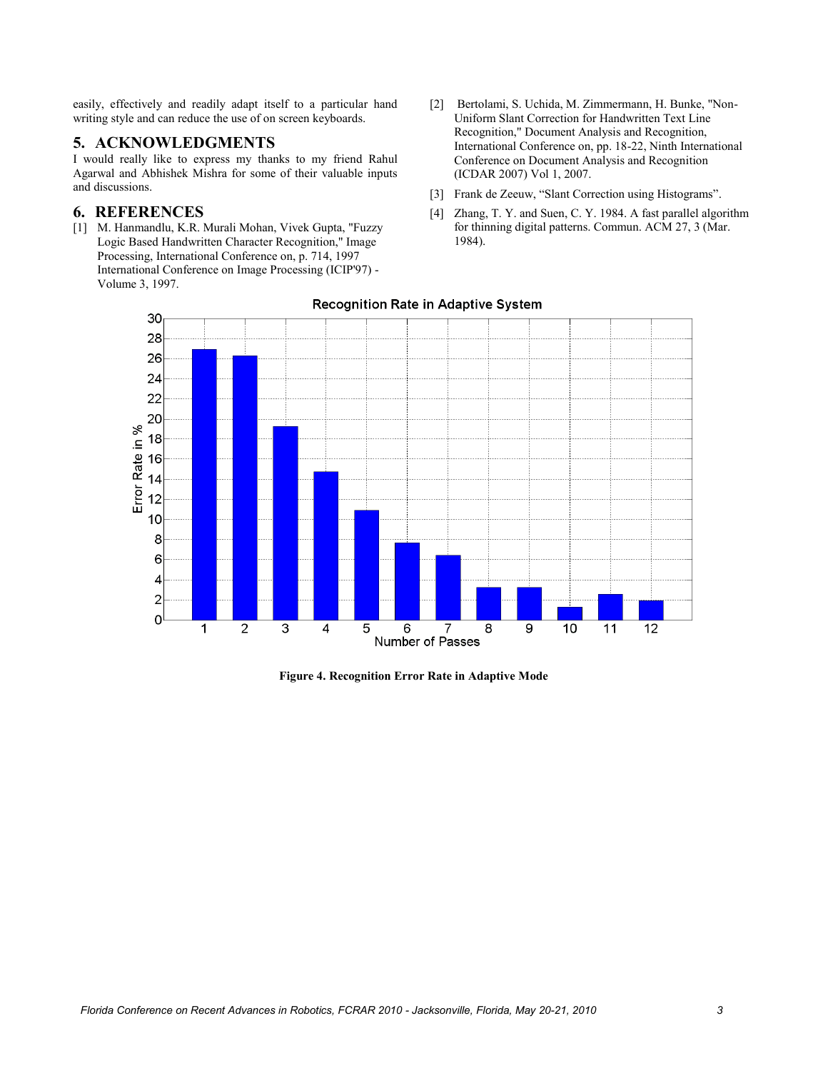easily, effectively and readily adapt itself to a particular hand writing style and can reduce the use of on screen keyboards.

## 5. ACKNOWLEDGMENTS

I would really like to express my thanks to my friend Rahul Agarwal and Abhishek Mishra for some of their valuable inputs and discussions.

## 6. REFERENCES

[1] M. Hanmandlu, K.R. Murali Mohan, Vivek Gupta, "Fuzzy Logic Based Handwritten Character Recognition," Image Processing, International Conference on, p. 714, 1997 International Conference on Image Processing (ICIP'97) - Volume 3, 1997.

[2] Bertolami, S. Uchida, M. Zimmermann, H. Bunke, "Non-Uniform Slant Correction for Handwritten Text Line Recognition," Document Analysis and Recognition, International Conference on, pp. 18-22, Ninth International Conference on Document Analysis and Recognition (ICDAR 2007) Vol 1, 2007.

[3] Frank de Zeeuw, "Slant Correction using Histograms".

[4] Zhang, T. Y. and Suen, C. Y. 1984. A fast parallel algorithm for thinning digital patterns. Commun. ACM 27, 3 (Mar. 1984).

Recognition Rate in Adaptive System

Error Rate in %

0 2 4 6 8 10 12 14 16 18 20 22 24 26 28 30

1 2 3 4 5 6 7 8 9 10 11 12

Number of Passes

**Figure 4. Recognition Error Rate in Adaptive Mode**